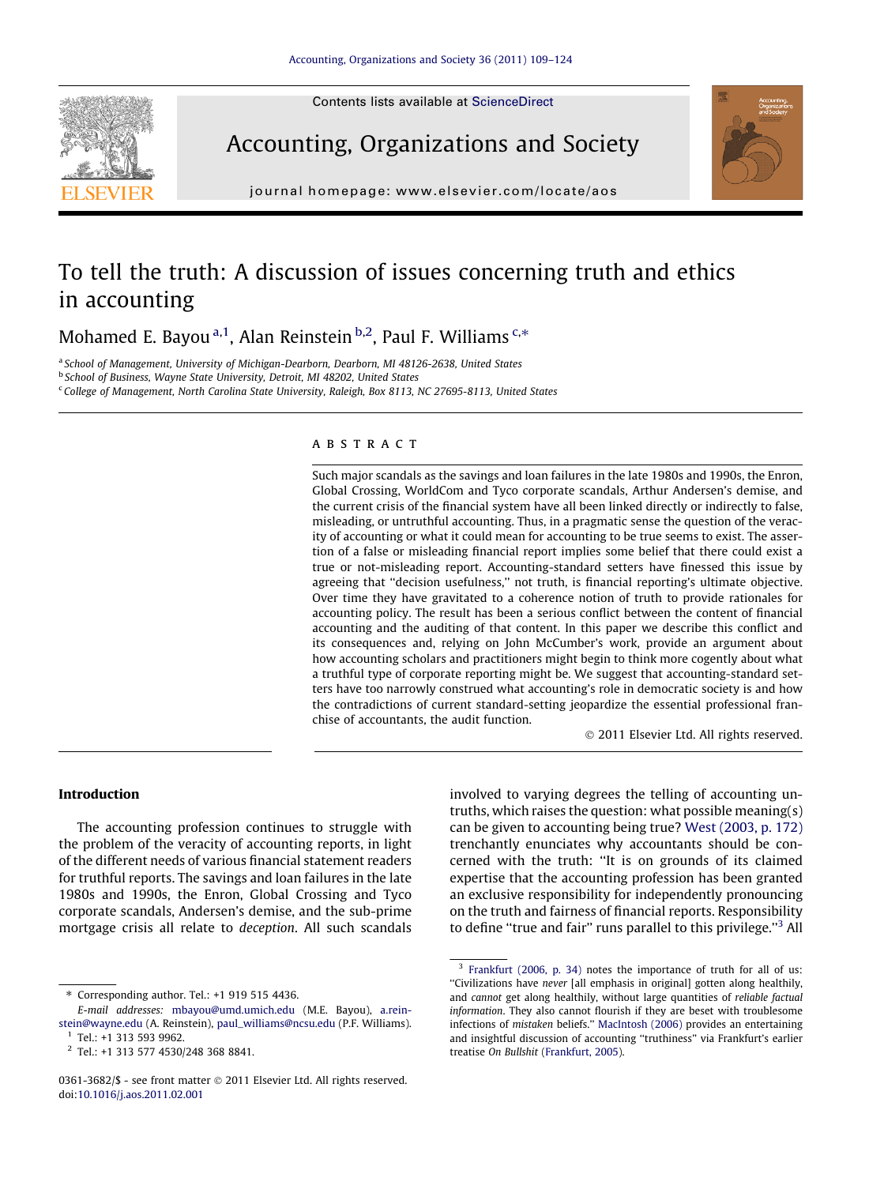# To tell the truth: A discussion of issues concerning truth and ethics in accounting

Mohamed E. Bayou [a,1], Alan Reinstein [b,2], Paul F. Williams [c,*]

[a] School of Management, University of Michigan-Dearborn, Dearborn, MI 48126-2638, United States

[b] School of Business, Wayne State University, Detroit, MI 48202, United States

[c] College of Management, North Carolina State University, Raleigh, Box 8113, NC 27695-8113, United States

## ABSTRACT

Such major scandals as the savings and loan failures in the late 1980s and 1990s, the Enron, Global Crossing, WorldCom and Tyco corporate scandals, Arthur Andersen's demise, and the current crisis of the financial system have all been linked directly or indirectly to false, misleading, or untruthful accounting. Thus, in a pragmatic sense the question of the veracity of accounting or what it could mean for accounting to be true seems to exist. The assertion of a false or misleading financial report implies some belief that there could exist a true or not-misleading report. Accounting-standard setters have finessed this issue by agreeing that "decision usefulness," not truth, is financial reporting's ultimate objective. Over time they have gravitated to a coherence notion of truth to provide rationales for accounting policy. The result has been a serious conflict between the content of financial accounting and the auditing of that content. In this paper we describe this conflict and its consequences and, relying on John McCumber's work, provide an argument about how accounting scholars and practitioners might begin to think more cogently about what a truthful type of corporate reporting might be. We suggest that accounting-standard setters have too narrowly construed what accounting's role in democratic society is and how the contradictions of current standard-setting jeopardize the essential professional franchise of accountants, the audit function.

© 2011 Elsevier Ltd. All rights reserved.

## Introduction

The accounting profession continues to struggle with the problem of the veracity of accounting reports, in light of the different needs of various financial statement readers for truthful reports. The savings and loan failures in the late 1980s and 1990s, the Enron, Global Crossing and Tyco corporate scandals, Andersen's demise, and the sub-prime mortgage crisis all relate to *deception*. All such scandals involved to varying degrees the telling of accounting untruths, which raises the question: what possible meaning(s) can be given to accounting being true? West (2003, p. 172) trenchantly enunciates why accountants should be concerned with the truth: "It is on grounds of its claimed expertise that the accounting profession has been granted an exclusive responsibility for independently pronouncing on the truth and fairness of financial reports. Responsibility to define "true and fair" runs parallel to this privilege."[3] All

---

* Corresponding author. Tel.: +1 919 515 4436.

*E-mail addresses:* mbayou@umd.umich.edu (M.E. Bayou), a.reinstein@wayne.edu (A. Reinstein), paul_williams@ncsu.edu (P.F. Williams).

[1] Tel.: +1 313 593 9962.

[2] Tel.: +1 313 577 4530/248 368 8841.

[3] Frankfurt (2006, p. 34) notes the importance of truth for all of us: "Civilizations have *never* [all emphasis in original] gotten along healthily, and *cannot* get along healthily, without large quantities of *reliable factual information*. They also cannot flourish if they are beset with troublesome infections of *mistaken* beliefs." MacIntosh (2006) provides an entertaining and insightful discussion of accounting "truthiness" via Frankfurt's earlier treatise *On Bullshit* (Frankfurt, 2005).

0361-3682/$ - see front matter © 2011 Elsevier Ltd. All rights reserved.
doi:10.1016/j.aos.2011.02.001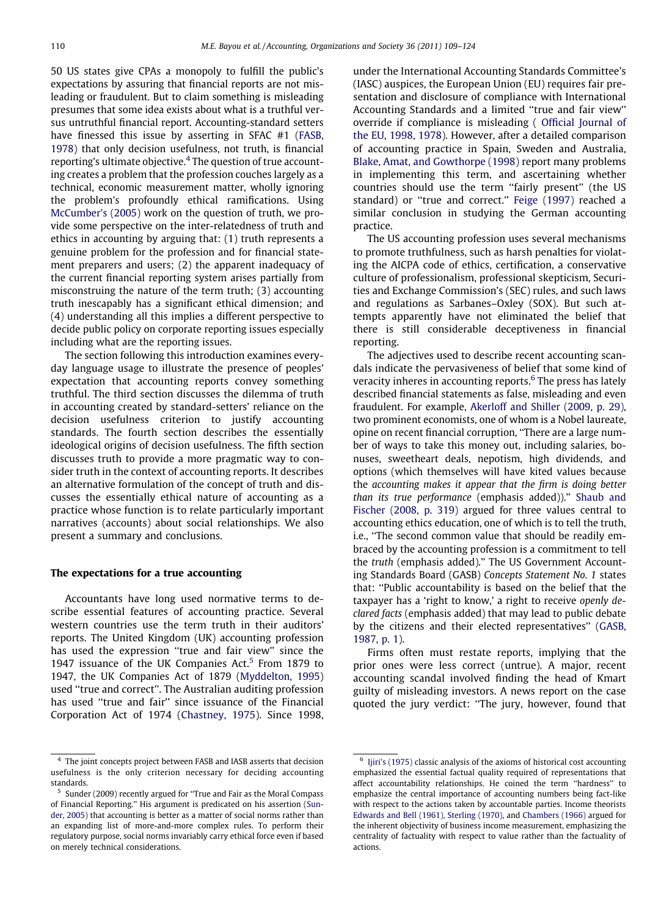50 US states give CPAs a monopoly to fulfill the public's expectations by assuring that financial reports are not misleading or fraudulent. But to claim something is misleading presumes that some idea exists about what is a truthful versus untruthful financial report. Accounting-standard setters have finessed this issue by asserting in SFAC #1 (FASB, 1978) that only decision usefulness, not truth, is financial reporting's ultimate objective.[4] The question of true accounting creates a problem that the profession couches largely as a technical, economic measurement matter, wholly ignoring the problem's profoundly ethical ramifications. Using McCumber's (2005) work on the question of truth, we provide some perspective on the inter-relatedness of truth and ethics in accounting by arguing that: (1) truth represents a genuine problem for the profession and for financial statement preparers and users; (2) the apparent inadequacy of the current financial reporting system arises partially from misconstruing the nature of the term truth; (3) accounting truth inescapably has a significant ethical dimension; and (4) understanding all this implies a different perspective to decide public policy on corporate reporting issues especially including what are the reporting issues.

The section following this introduction examines everyday language usage to illustrate the presence of peoples' expectation that accounting reports convey something truthful. The third section discusses the dilemma of truth in accounting created by standard-setters' reliance on the decision usefulness criterion to justify accounting standards. The fourth section describes the essentially ideological origins of decision usefulness. The fifth section discusses truth to provide a more pragmatic way to consider truth in the context of accounting reports. It describes an alternative formulation of the concept of truth and discusses the essentially ethical nature of accounting as a practice whose function is to relate particularly important narratives (accounts) about social relationships. We also present a summary and conclusions.

## The expectations for a true accounting

Accountants have long used normative terms to describe essential features of accounting practice. Several western countries use the term truth in their auditors' reports. The United Kingdom (UK) accounting profession has used the expression "true and fair view" since the 1947 issuance of the UK Companies Act.[5] From 1879 to 1947, the UK Companies Act of 1879 (Myddelton, 1995) used "true and correct". The Australian auditing profession has used "true and fair" since issuance of the Financial Corporation Act of 1974 (Chastney, 1975). Since 1998, under the International Accounting Standards Committee's (IASC) auspices, the European Union (EU) requires fair presentation and disclosure of compliance with International Accounting Standards and a limited "true and fair view" override if compliance is misleading ( Official Journal of the EU, 1998, 1978). However, after a detailed comparison of accounting practice in Spain, Sweden and Australia, Blake, Amat, and Gowthorpe (1998) report many problems in implementing this term, and ascertaining whether countries should use the term "fairly present" (the US standard) or "true and correct." Feige (1997) reached a similar conclusion in studying the German accounting practice.

The US accounting profession uses several mechanisms to promote truthfulness, such as harsh penalties for violating the AICPA code of ethics, certification, a conservative culture of professionalism, professional skepticism, Securities and Exchange Commission's (SEC) rules, and such laws and regulations as Sarbanes–Oxley (SOX). But such attempts apparently have not eliminated the belief that there is still considerable deceptiveness in financial reporting.

The adjectives used to describe recent accounting scandals indicate the pervasiveness of belief that some kind of veracity inheres in accounting reports.[6] The press has lately described financial statements as false, misleading and even fraudulent. For example, Akerloff and Shiller (2009, p. 29), two prominent economists, one of whom is a Nobel laureate, opine on recent financial corruption, "There are a large number of ways to take this money out, including salaries, bonuses, sweetheart deals, nepotism, high dividends, and options (which themselves will have kited values because the *accounting makes it appear that the firm is doing better than its true performance* (emphasis added))." Shaub and Fischer (2008, p. 319) argued for three values central to accounting ethics education, one of which is to tell the truth, i.e., "The second common value that should be readily embraced by the accounting profession is a commitment to tell the *truth* (emphasis added)." The US Government Accounting Standards Board (GASB) *Concepts Statement No. 1* states that: "Public accountability is based on the belief that the taxpayer has a 'right to know,' a right to receive *openly declared facts* (emphasis added) that may lead to public debate by the citizens and their elected representatives" (GASB, 1987, p. 1).

Firms often must restate reports, implying that the prior ones were less correct (untrue). A major, recent accounting scandal involved finding the head of Kmart guilty of misleading investors. A news report on the case quoted the jury verdict: "The jury, however, found that

---

[4] The joint concepts project between FASB and IASB asserts that decision usefulness is the only criterion necessary for deciding accounting standards.

[5] Sunder (2009) recently argued for "True and Fair as the Moral Compass of Financial Reporting." His argument is predicated on his assertion (Sunder, 2005) that accounting is better as a matter of social norms rather than an expanding list of more-and-more complex rules. To perform their regulatory purpose, social norms invariably carry ethical force even if based on merely technical considerations.

[6] Ijiri's (1975) classic analysis of the axioms of historical cost accounting emphasized the essential factual quality required of representations that affect accountability relationships. He coined the term "hardness" to emphasize the central importance of accounting numbers being fact-like with respect to the actions taken by accountable parties. Income theorists Edwards and Bell (1961), Sterling (1970), and Chambers (1966) argued for the inherent objectivity of business income measurement, emphasizing the centrality of factuality with respect to value rather than the factuality of actions.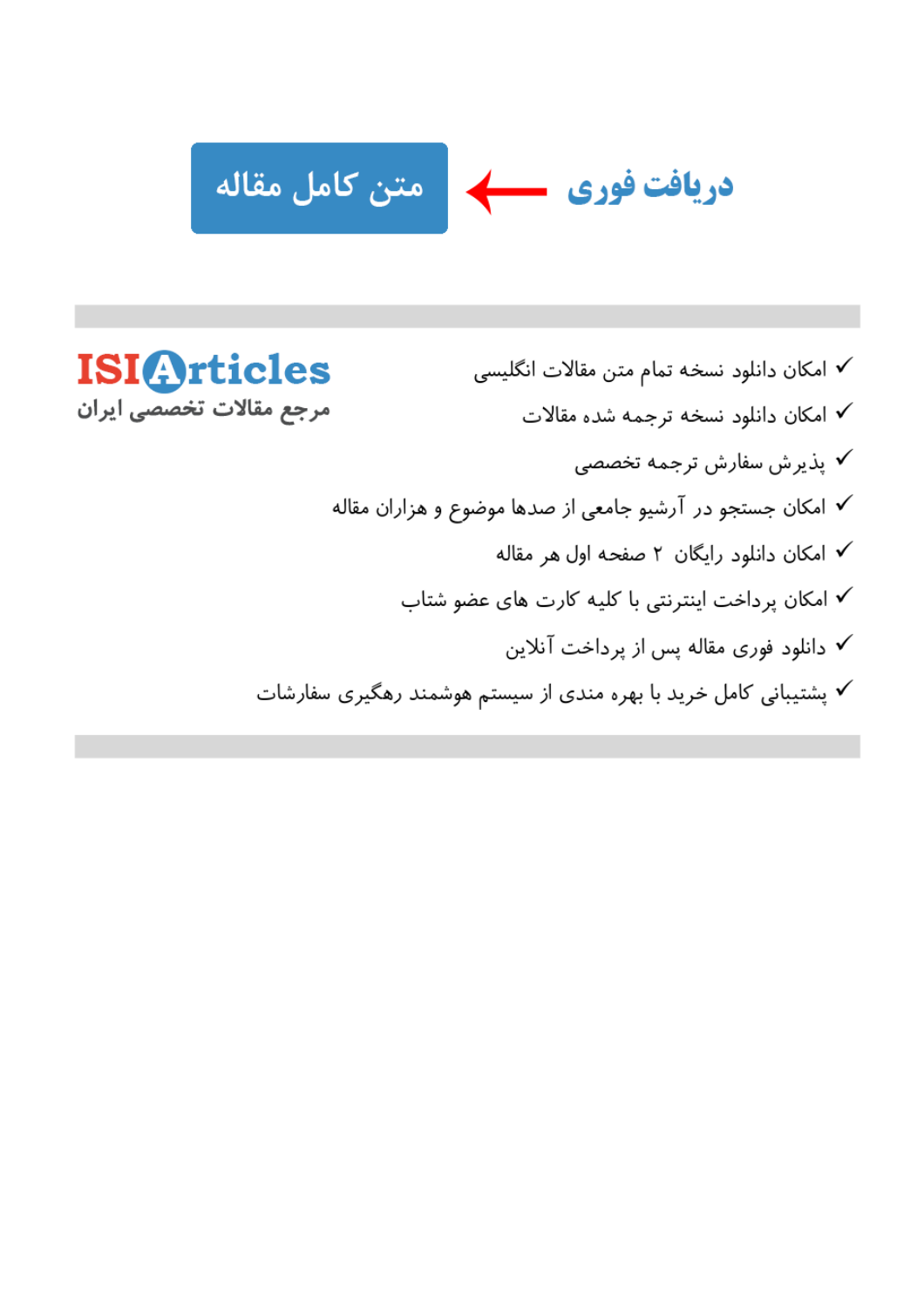دریافت فوری ← **متن کامل مقاله**

**ISIArticles**
مرجع مقالات تخصصی ایران

- ✓ امکان دانلود نسخه تمام متن مقالات انگلیسی
- ✓ امکان دانلود نسخه ترجمه شده مقالات
- ✓ پذیرش سفارش ترجمه تخصصی
- ✓ امکان جستجو در آرشیو جامعی از صدها موضوع و هزاران مقاله
- ✓ امکان دانلود رایگان ۲ صفحه اول هر مقاله
- ✓ امکان پرداخت اینترنتی با کلیه کارت های عضو شتاب
- ✓ دانلود فوری مقاله پس از پرداخت آنلاین
- ✓ پشتیبانی کامل خرید با بهره مندی از سیستم هوشمند رهگیری سفارشات